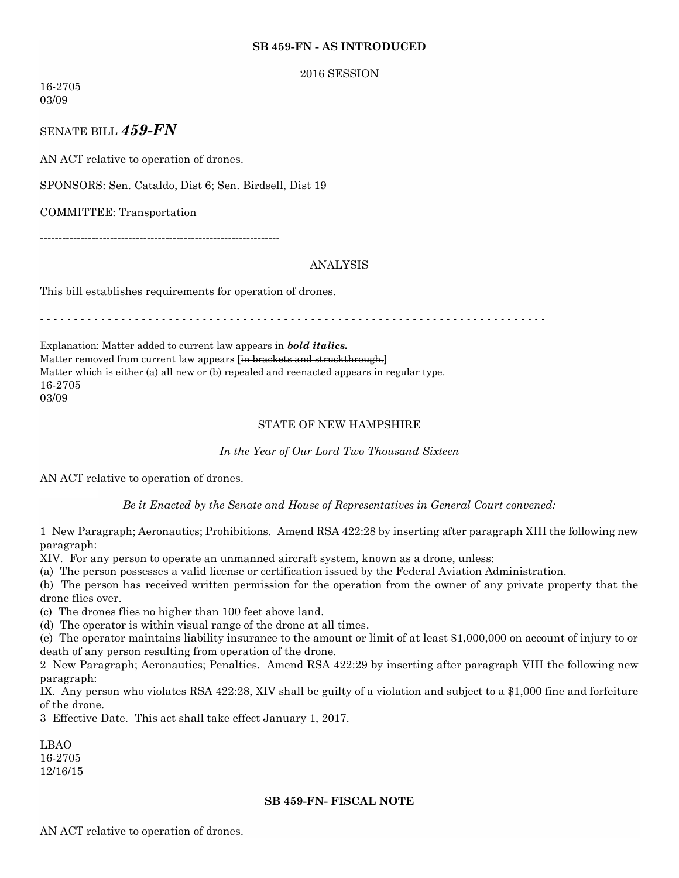**SB 459-FN - AS INTRODUCED**

2016 SESSION

16-2705
03/09

SENATE BILL ***459-FN***

AN ACT relative to operation of drones.

SPONSORS: Sen. Cataldo, Dist 6; Sen. Birdsell, Dist 19

COMMITTEE: Transportation

-----------------------------------------------------------------

ANALYSIS

This bill establishes requirements for operation of drones.

- - - - - - - - - - - - - - - - - - - - - - - - - - - - - - - - - - - - - - - - - - - - - - - - - - - - - - - - - - - - - - - - - - - - - - - - - -

Explanation: Matter added to current law appears in ***bold italics.***
Matter removed from current law appears [~~in brackets and struckthrough.~~]
Matter which is either (a) all new or (b) repealed and reenacted appears in regular type.
16-2705
03/09

STATE OF NEW HAMPSHIRE

*In the Year of Our Lord Two Thousand Sixteen*

AN ACT relative to operation of drones.

*Be it Enacted by the Senate and House of Representatives in General Court convened:*

1 New Paragraph; Aeronautics; Prohibitions. Amend RSA 422:28 by inserting after paragraph XIII the following new paragraph:

XIV. For any person to operate an unmanned aircraft system, known as a drone, unless:

(a) The person possesses a valid license or certification issued by the Federal Aviation Administration.

(b) The person has received written permission for the operation from the owner of any private property that the drone flies over.

(c) The drones flies no higher than 100 feet above land.

(d) The operator is within visual range of the drone at all times.

(e) The operator maintains liability insurance to the amount or limit of at least $1,000,000 on account of injury to or death of any person resulting from operation of the drone.

2 New Paragraph; Aeronautics; Penalties. Amend RSA 422:29 by inserting after paragraph VIII the following new paragraph:

IX. Any person who violates RSA 422:28, XIV shall be guilty of a violation and subject to a $1,000 fine and forfeiture of the drone.

3 Effective Date. This act shall take effect January 1, 2017.

LBAO
16-2705
12/16/15

**SB 459-FN- FISCAL NOTE**

AN ACT relative to operation of drones.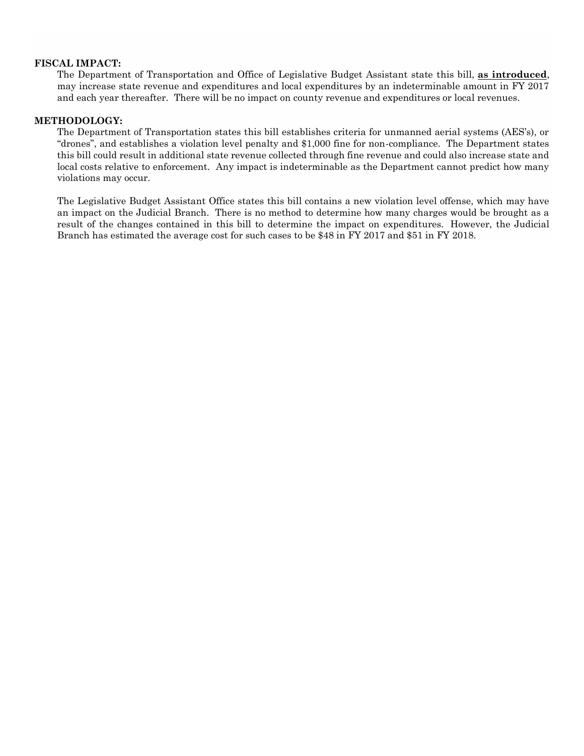**FISCAL IMPACT:**

The Department of Transportation and Office of Legislative Budget Assistant state this bill, **as introduced**, may increase state revenue and expenditures and local expenditures by an indeterminable amount in FY 2017 and each year thereafter. There will be no impact on county revenue and expenditures or local revenues.

**METHODOLOGY:**

The Department of Transportation states this bill establishes criteria for unmanned aerial systems (AES's), or "drones", and establishes a violation level penalty and $1,000 fine for non-compliance. The Department states this bill could result in additional state revenue collected through fine revenue and could also increase state and local costs relative to enforcement. Any impact is indeterminable as the Department cannot predict how many violations may occur.

The Legislative Budget Assistant Office states this bill contains a new violation level offense, which may have an impact on the Judicial Branch. There is no method to determine how many charges would be brought as a result of the changes contained in this bill to determine the impact on expenditures. However, the Judicial Branch has estimated the average cost for such cases to be $48 in FY 2017 and $51 in FY 2018.